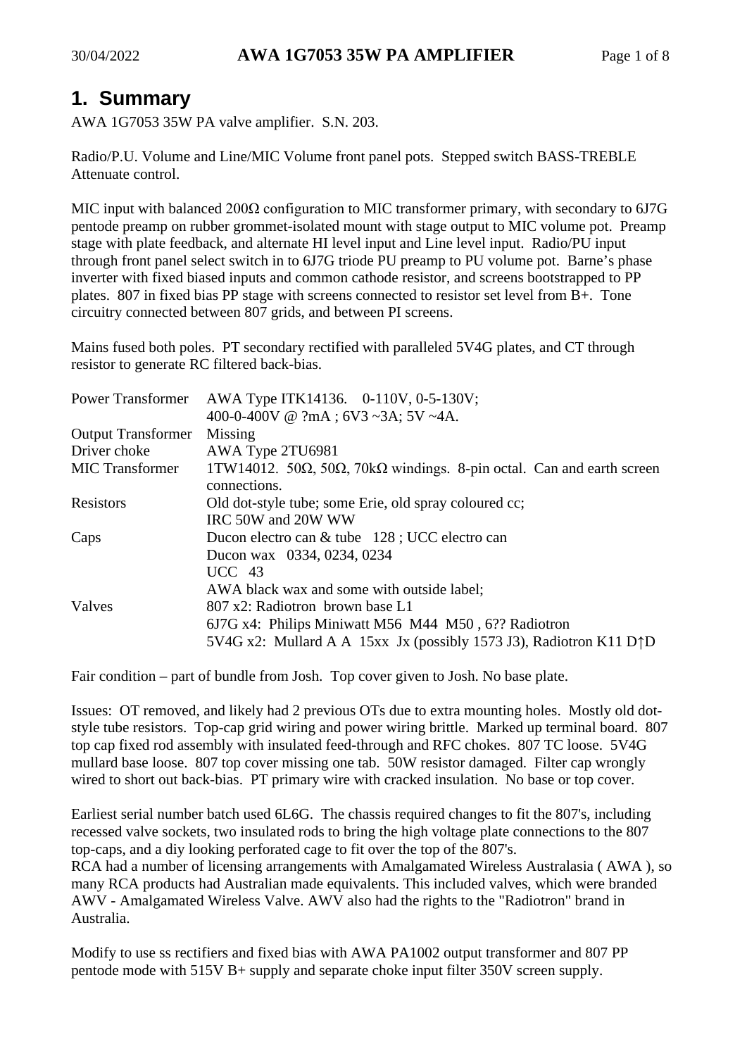# 1. Summary

AWA 1G7053 35W PA valve amplifier. S.N. 203.

Radio/P.U. Volume and Line/MIC Volume front panel pots. Stepped switch BASS-TREBLE Attenuate control.

MIC input with balanced 200Ω configuration to MIC transformer primary, with secondary to 6J7G pentode preamp on rubber grommet-isolated mount with stage output to MIC volume pot. Preamp stage with plate feedback, and alternate HI level input and Line level input. Radio/PU input through front panel select switch in to 6J7G triode PU preamp to PU volume pot. Barne's phase inverter with fixed biased inputs and common cathode resistor, and screens bootstrapped to PP plates. 807 in fixed bias PP stage with screens connected to resistor set level from B+. Tone circuitry connected between 807 grids, and between PI screens.

Mains fused both poles. PT secondary rectified with paralleled 5V4G plates, and CT through resistor to generate RC filtered back-bias.

| | |
|---|---|
| Power Transformer | AWA Type ITK14136. 0-110V, 0-5-130V; 400-0-400V @ ?mA ; 6V3 ~3A; 5V ~4A. |
| Output Transformer | Missing |
| Driver choke | AWA Type 2TU6981 |
| MIC Transformer | 1TW14012. 50Ω, 50Ω, 70kΩ windings. 8-pin octal. Can and earth screen connections. |
| Resistors | Old dot-style tube; some Erie, old spray coloured cc; IRC 50W and 20W WW |
| Caps | Ducon electro can & tube 128 ; UCC electro can<br>Ducon wax 0334, 0234, 0234<br>UCC 43<br>AWA black wax and some with outside label; |
| Valves | 807 x2: Radiotron brown base L1<br>6J7G x4: Philips Miniwatt M56 M44 M50 , 6?? Radiotron<br>5V4G x2: Mullard A A 15xx Jx (possibly 1573 J3), Radiotron K11 D↑D |

Fair condition – part of bundle from Josh. Top cover given to Josh. No base plate.

Issues: OT removed, and likely had 2 previous OTs due to extra mounting holes. Mostly old dot-style tube resistors. Top-cap grid wiring and power wiring brittle. Marked up terminal board. 807 top cap fixed rod assembly with insulated feed-through and RFC chokes. 807 TC loose. 5V4G mullard base loose. 807 top cover missing one tab. 50W resistor damaged. Filter cap wrongly wired to short out back-bias. PT primary wire with cracked insulation. No base or top cover.

Earliest serial number batch used 6L6G. The chassis required changes to fit the 807's, including recessed valve sockets, two insulated rods to bring the high voltage plate connections to the 807 top-caps, and a diy looking perforated cage to fit over the top of the 807's.
RCA had a number of licensing arrangements with Amalgamated Wireless Australasia ( AWA ), so many RCA products had Australian made equivalents. This included valves, which were branded AWV - Amalgamated Wireless Valve. AWV also had the rights to the "Radiotron" brand in Australia.

Modify to use ss rectifiers and fixed bias with AWA PA1002 output transformer and 807 PP pentode mode with 515V B+ supply and separate choke input filter 350V screen supply.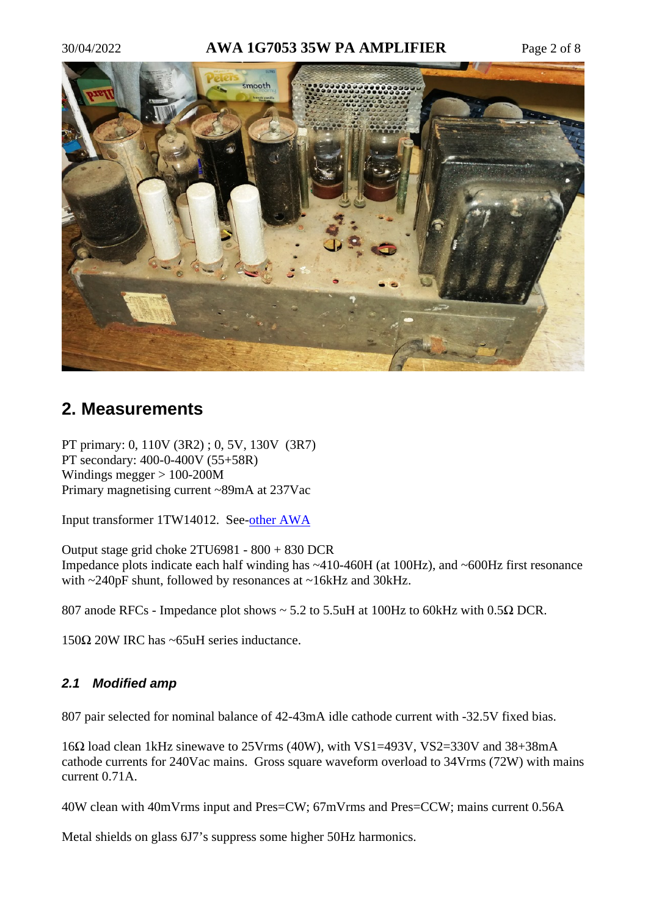## 2. Measurements

PT primary: 0, 110V (3R2) ; 0, 5V, 130V (3R7)
PT secondary: 400-0-400V (55+58R)
Windings megger > 100-200M
Primary magnetising current ~89mA at 237Vac

Input transformer 1TW14012. See-[other AWA](other AWA)

Output stage grid choke 2TU6981 - 800 + 830 DCR
Impedance plots indicate each half winding has ~410-460H (at 100Hz), and ~600Hz first resonance with ~240pF shunt, followed by resonances at ~16kHz and 30kHz.

807 anode RFCs - Impedance plot shows ~ 5.2 to 5.5uH at 100Hz to 60kHz with 0.5Ω DCR.

150Ω 20W IRC has ~65uH series inductance.

### *2.1 Modified amp*

807 pair selected for nominal balance of 42-43mA idle cathode current with -32.5V fixed bias.

16Ω load clean 1kHz sinewave to 25Vrms (40W), with VS1=493V, VS2=330V and 38+38mA cathode currents for 240Vac mains. Gross square waveform overload to 34Vrms (72W) with mains current 0.71A.

40W clean with 40mVrms input and Pres=CW; 67mVrms and Pres=CCW; mains current 0.56A

Metal shields on glass 6J7's suppress some higher 50Hz harmonics.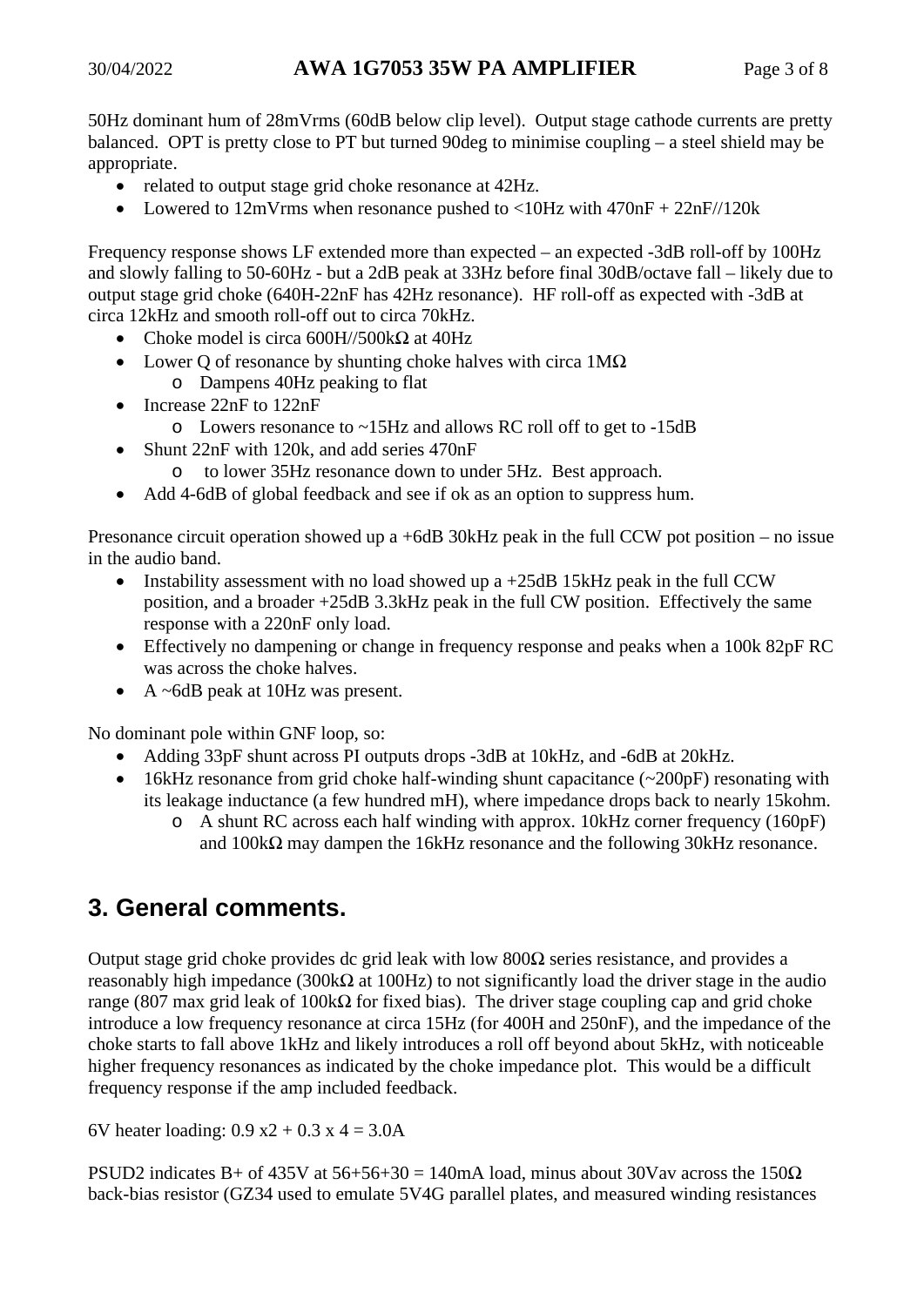50Hz dominant hum of 28mVrms (60dB below clip level). Output stage cathode currents are pretty balanced. OPT is pretty close to PT but turned 90deg to minimise coupling – a steel shield may be appropriate.

- related to output stage grid choke resonance at 42Hz.
- Lowered to 12mVrms when resonance pushed to <10Hz with 470nF + 22nF//120k

Frequency response shows LF extended more than expected – an expected -3dB roll-off by 100Hz and slowly falling to 50-60Hz - but a 2dB peak at 33Hz before final 30dB/octave fall – likely due to output stage grid choke (640H-22nF has 42Hz resonance). HF roll-off as expected with -3dB at circa 12kHz and smooth roll-off out to circa 70kHz.

- Choke model is circa 600H//500kΩ at 40Hz
- Lower Q of resonance by shunting choke halves with circa 1MΩ
  - Dampens 40Hz peaking to flat
- Increase 22nF to 122nF
  - Lowers resonance to ~15Hz and allows RC roll off to get to -15dB
- Shunt 22nF with 120k, and add series 470nF
  - to lower 35Hz resonance down to under 5Hz. Best approach.
- Add 4-6dB of global feedback and see if ok as an option to suppress hum.

Presonance circuit operation showed up a +6dB 30kHz peak in the full CCW pot position – no issue in the audio band.

- Instability assessment with no load showed up a +25dB 15kHz peak in the full CCW position, and a broader +25dB 3.3kHz peak in the full CW position. Effectively the same response with a 220nF only load.
- Effectively no dampening or change in frequency response and peaks when a 100k 82pF RC was across the choke halves.
- A ~6dB peak at 10Hz was present.

No dominant pole within GNF loop, so:

- Adding 33pF shunt across PI outputs drops -3dB at 10kHz, and -6dB at 20kHz.
- 16kHz resonance from grid choke half-winding shunt capacitance (~200pF) resonating with its leakage inductance (a few hundred mH), where impedance drops back to nearly 15kohm.
  - A shunt RC across each half winding with approx. 10kHz corner frequency (160pF) and 100kΩ may dampen the 16kHz resonance and the following 30kHz resonance.

## 3. General comments.

Output stage grid choke provides dc grid leak with low 800Ω series resistance, and provides a reasonably high impedance (300kΩ at 100Hz) to not significantly load the driver stage in the audio range (807 max grid leak of 100kΩ for fixed bias). The driver stage coupling cap and grid choke introduce a low frequency resonance at circa 15Hz (for 400H and 250nF), and the impedance of the choke starts to fall above 1kHz and likely introduces a roll off beyond about 5kHz, with noticeable higher frequency resonances as indicated by the choke impedance plot. This would be a difficult frequency response if the amp included feedback.

6V heater loading: 0.9 x2 + 0.3 x 4 = 3.0A

PSUD2 indicates B+ of 435V at 56+56+30 = 140mA load, minus about 30Vav across the 150Ω back-bias resistor (GZ34 used to emulate 5V4G parallel plates, and measured winding resistances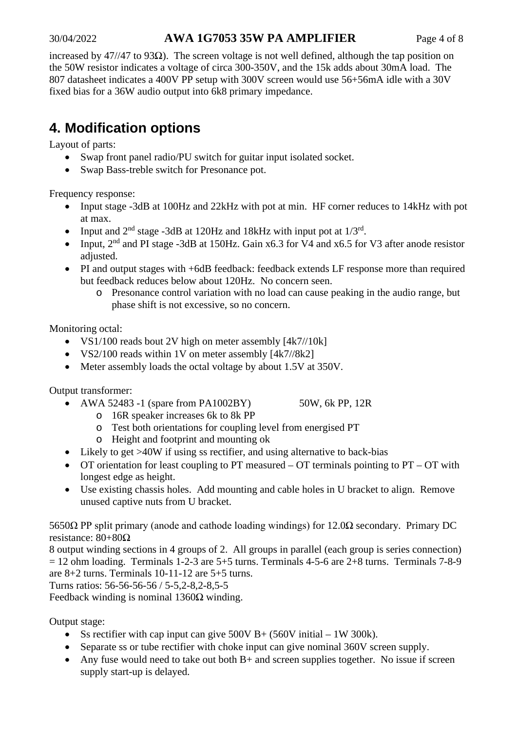increased by 47//47 to 93Ω). The screen voltage is not well defined, although the tap position on the 50W resistor indicates a voltage of circa 300-350V, and the 15k adds about 30mA load. The 807 datasheet indicates a 400V PP setup with 300V screen would use 56+56mA idle with a 30V fixed bias for a 36W audio output into 6k8 primary impedance.

## 4. Modification options

Layout of parts:

- Swap front panel radio/PU switch for guitar input isolated socket.
- Swap Bass-treble switch for Presonance pot.

Frequency response:

- Input stage -3dB at 100Hz and 22kHz with pot at min. HF corner reduces to 14kHz with pot at max.
- Input and 2nd stage -3dB at 120Hz and 18kHz with input pot at 1/3rd.
- Input, 2nd and PI stage -3dB at 150Hz. Gain x6.3 for V4 and x6.5 for V3 after anode resistor adjusted.
- PI and output stages with +6dB feedback: feedback extends LF response more than required but feedback reduces below about 120Hz. No concern seen.
    - Presonance control variation with no load can cause peaking in the audio range, but phase shift is not excessive, so no concern.

Monitoring octal:

- VS1/100 reads bout 2V high on meter assembly [4k7//10k]
- VS2/100 reads within 1V on meter assembly [4k7//8k2]
- Meter assembly loads the octal voltage by about 1.5V at 350V.

Output transformer:

- AWA 52483 -1 (spare from PA1002BY) 50W, 6k PP, 12R
    - 16R speaker increases 6k to 8k PP
    - Test both orientations for coupling level from energised PT
    - Height and footprint and mounting ok
- Likely to get >40W if using ss rectifier, and using alternative to back-bias
- OT orientation for least coupling to PT measured – OT terminals pointing to PT – OT with longest edge as height.
- Use existing chassis holes. Add mounting and cable holes in U bracket to align. Remove unused captive nuts from U bracket.

5650Ω PP split primary (anode and cathode loading windings) for 12.0Ω secondary. Primary DC resistance: 80+80Ω

8 output winding sections in 4 groups of 2. All groups in parallel (each group is series connection) = 12 ohm loading. Terminals 1-2-3 are 5+5 turns. Terminals 4-5-6 are 2+8 turns. Terminals 7-8-9 are 8+2 turns. Terminals 10-11-12 are 5+5 turns.

Turns ratios: 56-56-56-56 / 5-5,2-8,2-8,5-5

Feedback winding is nominal 1360Ω winding.

Output stage:

- Ss rectifier with cap input can give 500V B+ (560V initial – 1W 300k).
- Separate ss or tube rectifier with choke input can give nominal 360V screen supply.
- Any fuse would need to take out both B+ and screen supplies together. No issue if screen supply start-up is delayed.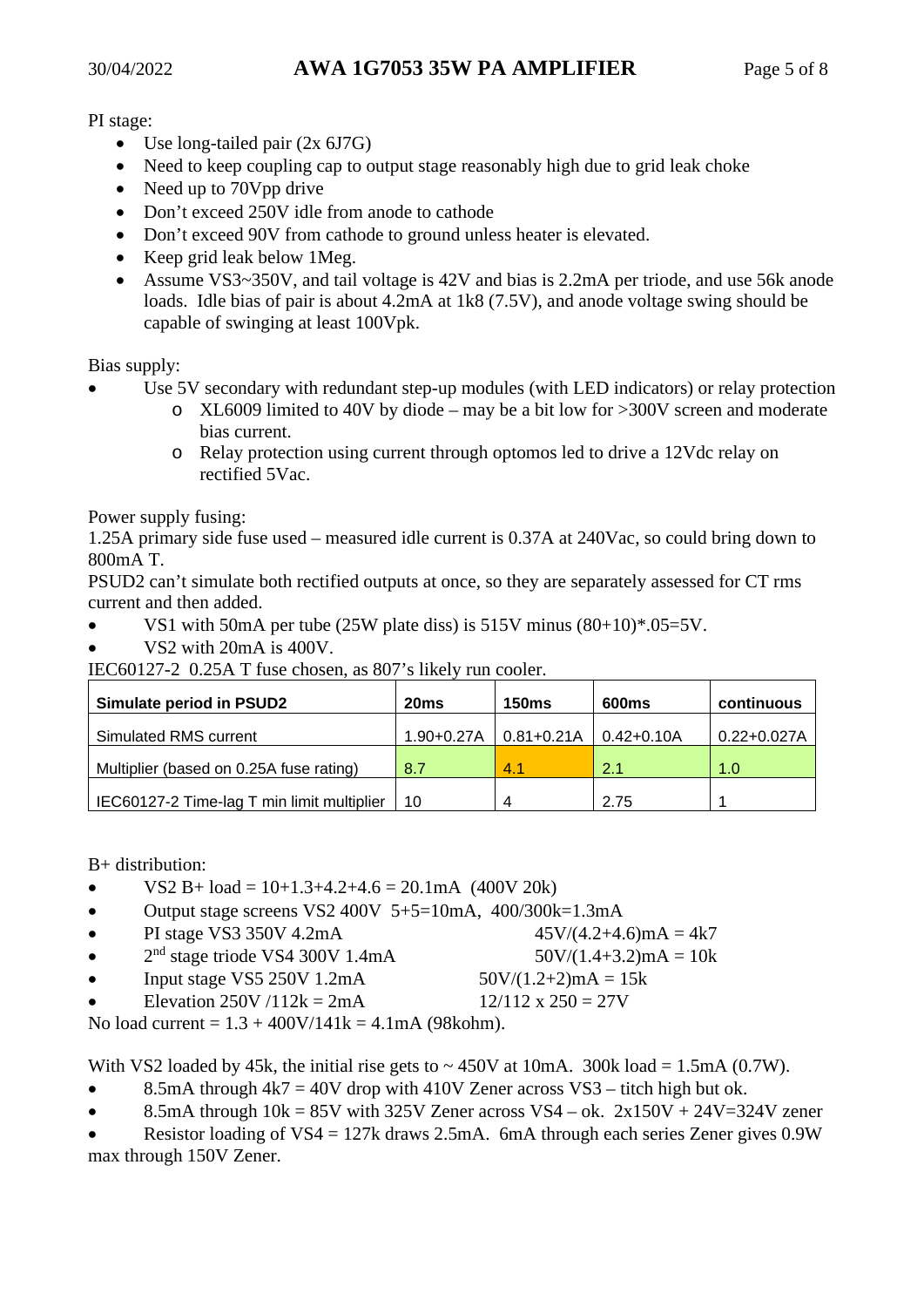PI stage:

- Use long-tailed pair (2x 6J7G)
- Need to keep coupling cap to output stage reasonably high due to grid leak choke
- Need up to 70Vpp drive
- Don't exceed 250V idle from anode to cathode
- Don't exceed 90V from cathode to ground unless heater is elevated.
- Keep grid leak below 1Meg.
- Assume VS3~350V, and tail voltage is 42V and bias is 2.2mA per triode, and use 56k anode loads. Idle bias of pair is about 4.2mA at 1k8 (7.5V), and anode voltage swing should be capable of swinging at least 100Vpk.

Bias supply:

- Use 5V secondary with redundant step-up modules (with LED indicators) or relay protection
  - XL6009 limited to 40V by diode – may be a bit low for >300V screen and moderate bias current.
  - Relay protection using current through optomos led to drive a 12Vdc relay on rectified 5Vac.

Power supply fusing:

1.25A primary side fuse used – measured idle current is 0.37A at 240Vac, so could bring down to 800mA T.

PSUD2 can't simulate both rectified outputs at once, so they are separately assessed for CT rms current and then added.

- VS1 with 50mA per tube (25W plate diss) is 515V minus (80+10)*.05=5V.
- VS2 with 20mA is 400V.

IEC60127-2 0.25A T fuse chosen, as 807's likely run cooler.

| Simulate period in PSUD2 | 20ms | 150ms | 600ms | continuous |
|---|---|---|---|---|
| Simulated RMS current | 1.90+0.27A | 0.81+0.21A | 0.42+0.10A | 0.22+0.027A |
| Multiplier (based on 0.25A fuse rating) | 8.7 | 4.1 | 2.1 | 1.0 |
| IEC60127-2 Time-lag T min limit multiplier | 10 | 4 | 2.75 | 1 |

B+ distribution:

- VS2 B+ load = 10+1.3+4.2+4.6 = 20.1mA (400V 20k)
- Output stage screens VS2 400V 5+5=10mA, 400/300k=1.3mA
- PI stage VS3 350V 4.2mA &nbsp;&nbsp;&nbsp;&nbsp;&nbsp;&nbsp;&nbsp;&nbsp; 45V/(4.2+4.6)mA = 4k7
- 2nd stage triode VS4 300V 1.4mA &nbsp;&nbsp;&nbsp;&nbsp;&nbsp;&nbsp;&nbsp;&nbsp; 50V/(1.4+3.2)mA = 10k
- Input stage VS5 250V 1.2mA &nbsp;&nbsp;&nbsp;&nbsp;&nbsp;&nbsp;&nbsp;&nbsp; 50V/(1.2+2)mA = 15k
- Elevation 250V /112k = 2mA &nbsp;&nbsp;&nbsp;&nbsp;&nbsp;&nbsp;&nbsp;&nbsp; 12/112 x 250 = 27V

No load current = 1.3 + 400V/141k = 4.1mA (98kohm).

With VS2 loaded by 45k, the initial rise gets to ~ 450V at 10mA. 300k load = 1.5mA (0.7W).

- 8.5mA through 4k7 = 40V drop with 410V Zener across VS3 – titch high but ok.
- 8.5mA through 10k = 85V with 325V Zener across VS4 – ok. 2x150V + 24V=324V zener
- Resistor loading of VS4 = 127k draws 2.5mA. 6mA through each series Zener gives 0.9W max through 150V Zener.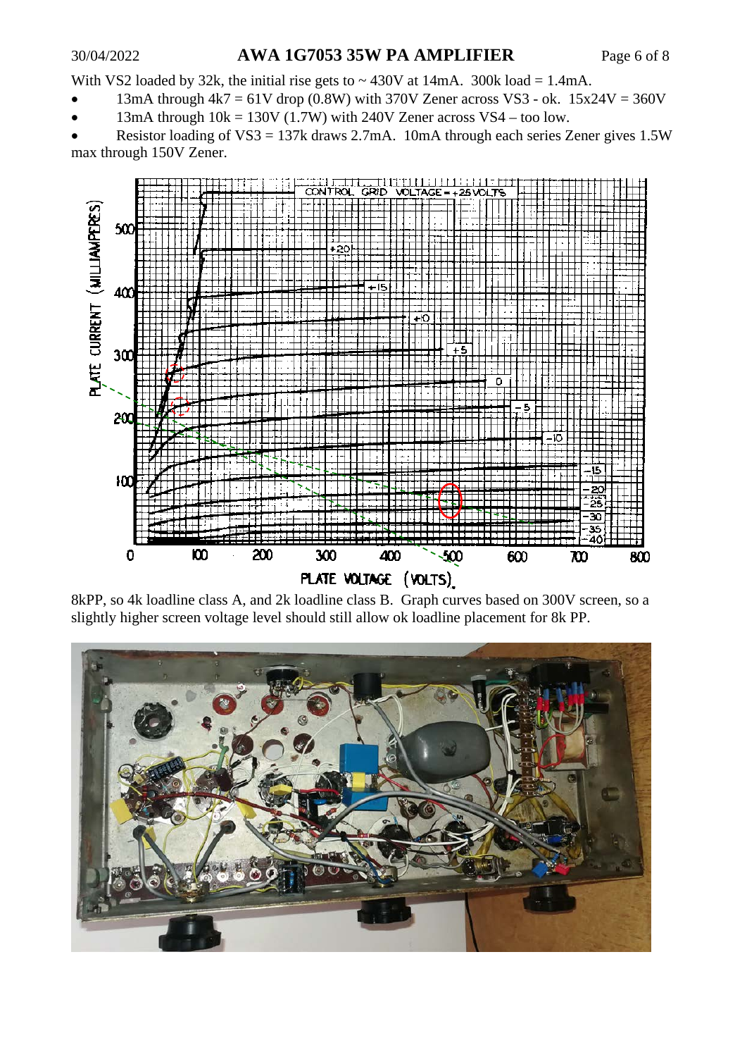With VS2 loaded by 32k, the initial rise gets to ~ 430V at 14mA. 300k load = 1.4mA.

- 13mA through 4k7 = 61V drop (0.8W) with 370V Zener across VS3 - ok. 15x24V = 360V
- 13mA through 10k = 130V (1.7W) with 240V Zener across VS4 – too low.
- Resistor loading of VS3 = 137k draws 2.7mA. 10mA through each series Zener gives 1.5W max through 150V Zener.

8kPP, so 4k loadline class A, and 2k loadline class B. Graph curves based on 300V screen, so a slightly higher screen voltage level should still allow ok loadline placement for 8k PP.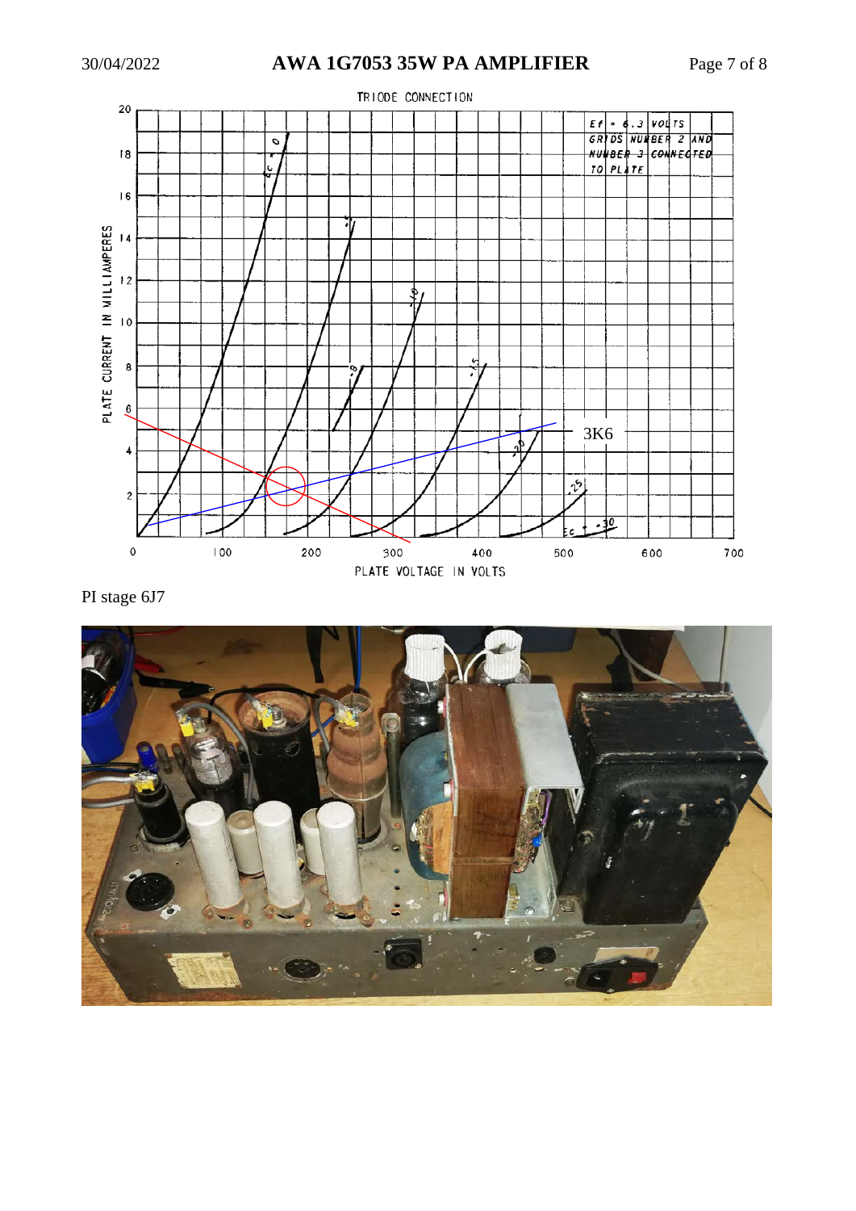PI stage 6J7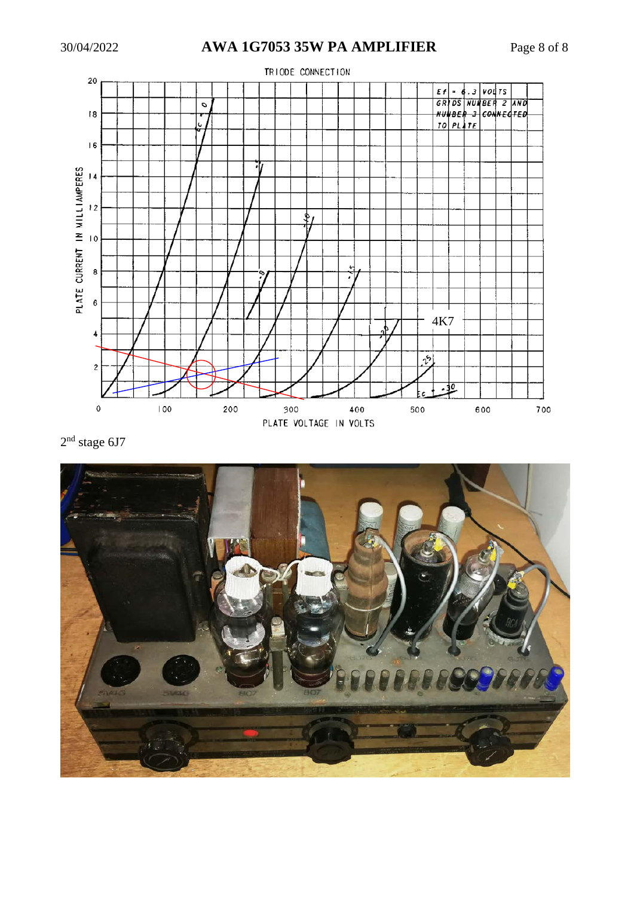TRIODE CONNECTION

Ef = 6.3 VOLTS
GRIDS NUMBER 2 AND NUMBER 3 CONNECTED TO PLATE

4K7

PLATE CURRENT IN MILLIAMPERES

PLATE VOLTAGE IN VOLTS

2nd stage 6J7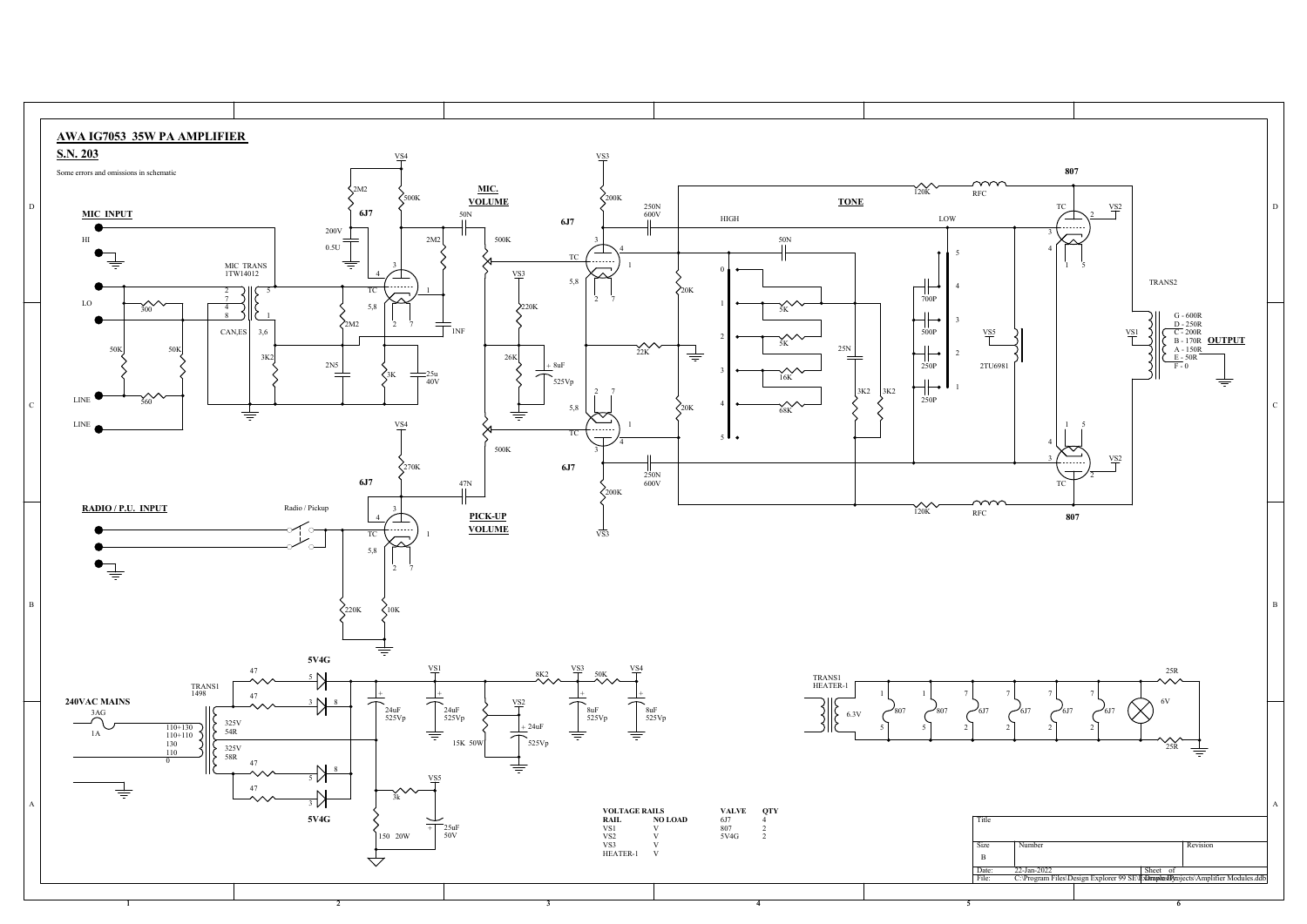# AWA IG7053 35W PA AMPLIFIER

## S.N. 203

Some errors and omissions in schematic

**MIC INPUT**

HI

LO

LINE

LINE

**RADIO / P.U. INPUT**

Radio / Pickup

**MIC. VOLUME**

**PICK-UP VOLUME**

**TONE**

HIGH

LOW

**OUTPUT**

G - 600R
D - 250R
C - 200R
B - 170R
A - 150R
E - 50R
F - 0

**240VAC MAINS**

TRANS1 1498

TRANS1 HEATER-1

| VOLTAGE RAILS | |
|---|---|
| RAIL | NO LOAD |
| VS1 | V |
| VS2 | V |
| VS3 | V |
| HEATER-1 | V |

| VALVE | QTY |
|---|---|
| 6J7 | 4 |
| 807 | 2 |
| 5V4G | 2 |

| Title | | |
|---|---|---|
| Size | Number | Revision |
| B | | |
| Date: | 22-Jan-2022 | Sheet of |
| File: | C:\Program Files\Design Explorer 99 SE\Examples\Projects\Amplifier Modules.ddb | Drawn By: |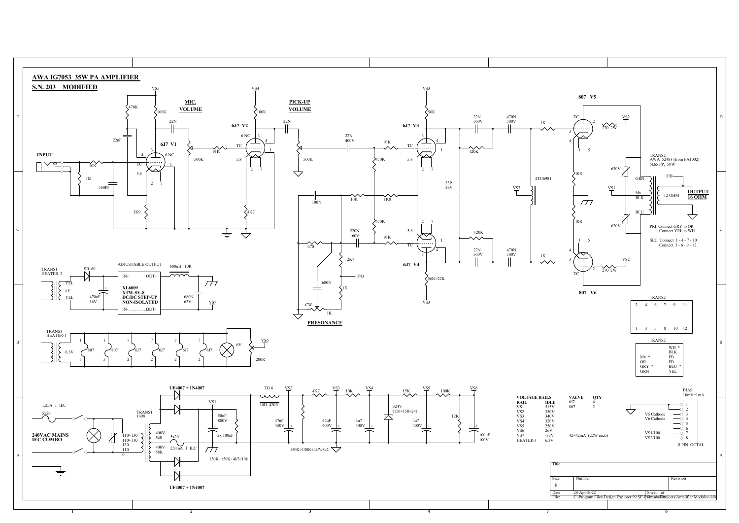# AWA IG7053 35W PA AMPLIFIER

**S.N. 203 MODIFIED**

**MIC. VOLUME**

**PICK-UP VOLUME**

6J7 V1

6J7 V2

6J7 V3

6J7 V4

807 V5

807 V6

**INPUT**

**PRESONANCE**

TRANS2
AWA 52483 (from PA1002)
5k65 PP, 50W

**OUTPUT 16 OHM**

12 OHM

PRI: Connect GRY to OR
Connect YEL to WH

SEC: Connect 1 - 4 - 7 - 10
Connect 3 - 6 - 9 - 12

TRANS2

| | | | | | |
|---|---|---|---|---|---|
| 2 | 4 | 6 | 7 | 9 | 11 |
| 1 | 3 | 5 | 8 | 10 | 12 |

TRANS2

| | |
|---|---|
| Mv * | WH * |
| | BLK |
| OR | FB |
| GRY * | FB |
| GRN | BLU * |
| | YEL |

TRANS1
HEATER 2

ADJUSTABLE OUTPUT

XL6009
XTW-SY-8
DC/DC STEP-UP
NON-ISOLATED

TRANS1
HEATER-1

1.25A T IEC

**240VAC MAINS IEC COMBO**

TRANS1
1498

UF4007 + 1N4007

TG 6
10H 420R

150K+150K+4k7//8k2

150K+150K+4k7//10k

324V
(150+150+24)

**VOLTAGE RAILS**

| RAIL | IDLE |
|---|---|
| VS1 | 515V |
| VS2 | 350V |
| VS3 | 340V |
| VS4 | 320V |
| VS5 | 250V |
| VS6 | 26V |
| VS7 | -33V |
| HEATER-1 | 6.3V |

| VALVE | QTY |
|---|---|
| 6J7 | 4 |
| 807 | 2 |

42+42mA (22W each)

BIAS
10mV=1mA

V5 Cathode
V6 Cathode

VS1/100
VS2/100

8 PIN OCTAL

| | | | |
|---|---|---|---|
| Title | | | |
| Size B | Number | | Revision |
| Date: | 28-Apr-2022 | Sheet of | |
| File: | C:\Program Files\Design Explorer 99 SE\Examples\Projects\Amplifier Modules.ddb | | |